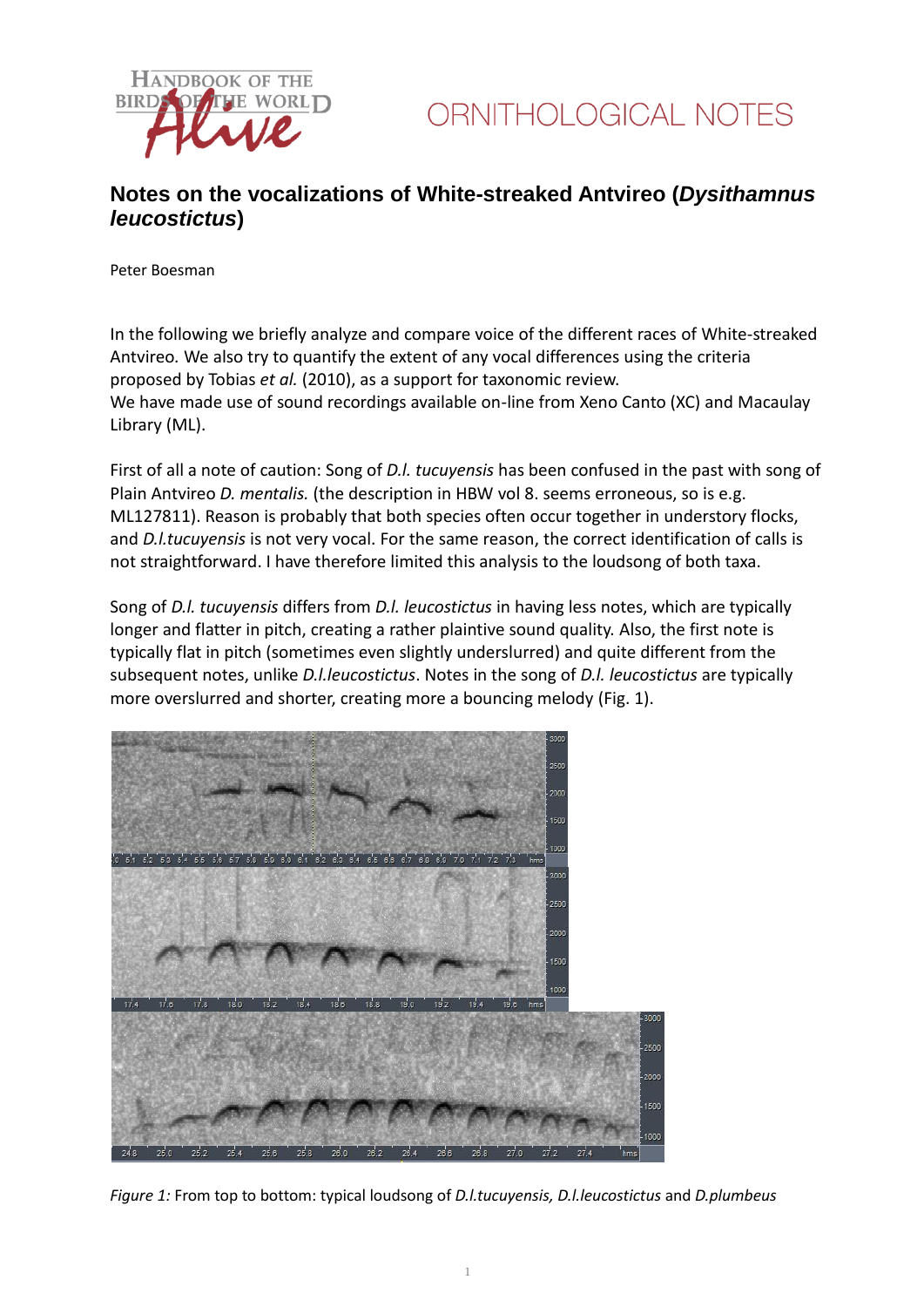# ORNITHOLOGICAL NOTES

## Notes on the vocalizations of White-streaked Antvireo (*Dysithamnus leucostictus*)

Peter Boesman

In the following we briefly analyze and compare voice of the different races of White-streaked Antvireo. We also try to quantify the extent of any vocal differences using the criteria proposed by Tobias *et al.* (2010), as a support for taxonomic review.
We have made use of sound recordings available on-line from Xeno Canto (XC) and Macaulay Library (ML).

First of all a note of caution: Song of *D.l. tucuyensis* has been confused in the past with song of Plain Antvireo *D. mentalis.* (the description in HBW vol 8. seems erroneous, so is e.g. ML127811). Reason is probably that both species often occur together in understory flocks, and *D.l.tucuyensis* is not very vocal. For the same reason, the correct identification of calls is not straightforward. I have therefore limited this analysis to the loudsong of both taxa.

Song of *D.l. tucuyensis* differs from *D.l. leucostictus* in having less notes, which are typically longer and flatter in pitch, creating a rather plaintive sound quality. Also, the first note is typically flat in pitch (sometimes even slightly underslurred) and quite different from the subsequent notes, unlike *D.l.leucostictus*. Notes in the song of *D.l. leucostictus* are typically more overslurred and shorter, creating more a bouncing melody (Fig. 1).

*Figure 1:* From top to bottom: typical loudsong of *D.l.tucuyensis, D.l.leucostictus* and *D.plumbeus*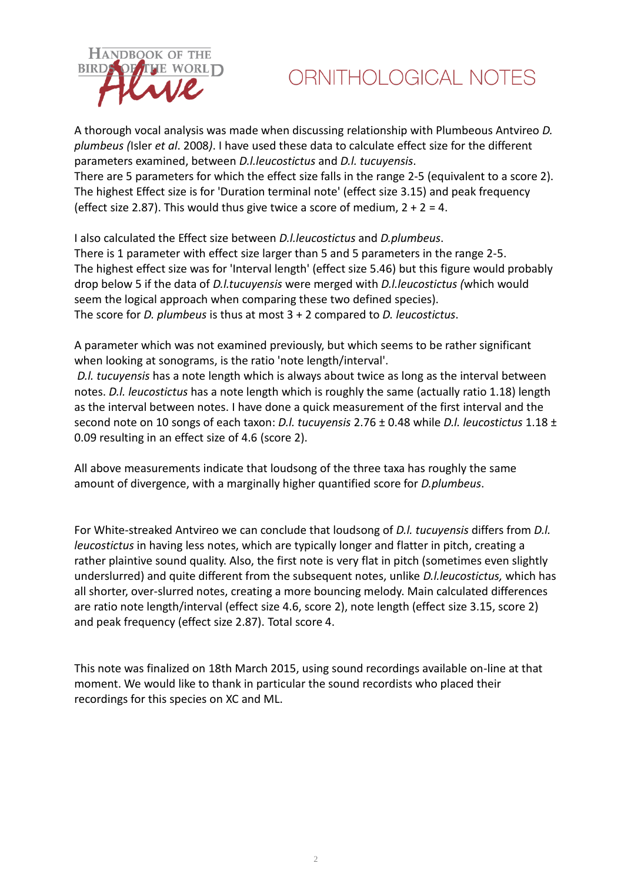A thorough vocal analysis was made when discussing relationship with Plumbeous Antvireo *D. plumbeus (*Isler *et al*. 2008*)*. I have used these data to calculate effect size for the different parameters examined, between *D.l.leucostictus* and *D.l. tucuyensis*.
There are 5 parameters for which the effect size falls in the range 2-5 (equivalent to a score 2). The highest Effect size is for 'Duration terminal note' (effect size 3.15) and peak frequency (effect size 2.87). This would thus give twice a score of medium, 2 + 2 = 4.

I also calculated the Effect size between *D.l.leucostictus* and *D.plumbeus*.
There is 1 parameter with effect size larger than 5 and 5 parameters in the range 2-5.
The highest effect size was for 'Interval length' (effect size 5.46) but this figure would probably drop below 5 if the data of *D.l.tucuyensis* were merged with *D.l.leucostictus (*which would seem the logical approach when comparing these two defined species).
The score for *D. plumbeus* is thus at most 3 + 2 compared to *D. leucostictus*.

A parameter which was not examined previously, but which seems to be rather significant when looking at sonograms, is the ratio 'note length/interval'.
*D.l. tucuyensis* has a note length which is always about twice as long as the interval between notes. *D.l. leucostictus* has a note length which is roughly the same (actually ratio 1.18) length as the interval between notes. I have done a quick measurement of the first interval and the second note on 10 songs of each taxon: *D.l. tucuyensis* 2.76 ± 0.48 while *D.l. leucostictus* 1.18 ± 0.09 resulting in an effect size of 4.6 (score 2).

All above measurements indicate that loudsong of the three taxa has roughly the same amount of divergence, with a marginally higher quantified score for *D.plumbeus*.

For White-streaked Antvireo we can conclude that loudsong of *D.l. tucuyensis* differs from *D.l. leucostictus* in having less notes, which are typically longer and flatter in pitch, creating a rather plaintive sound quality. Also, the first note is very flat in pitch (sometimes even slightly underslurred) and quite different from the subsequent notes, unlike *D.l.leucostictus,* which has all shorter, over-slurred notes, creating a more bouncing melody. Main calculated differences are ratio note length/interval (effect size 4.6, score 2), note length (effect size 3.15, score 2) and peak frequency (effect size 2.87). Total score 4.

This note was finalized on 18th March 2015, using sound recordings available on-line at that moment. We would like to thank in particular the sound recordists who placed their recordings for this species on XC and ML.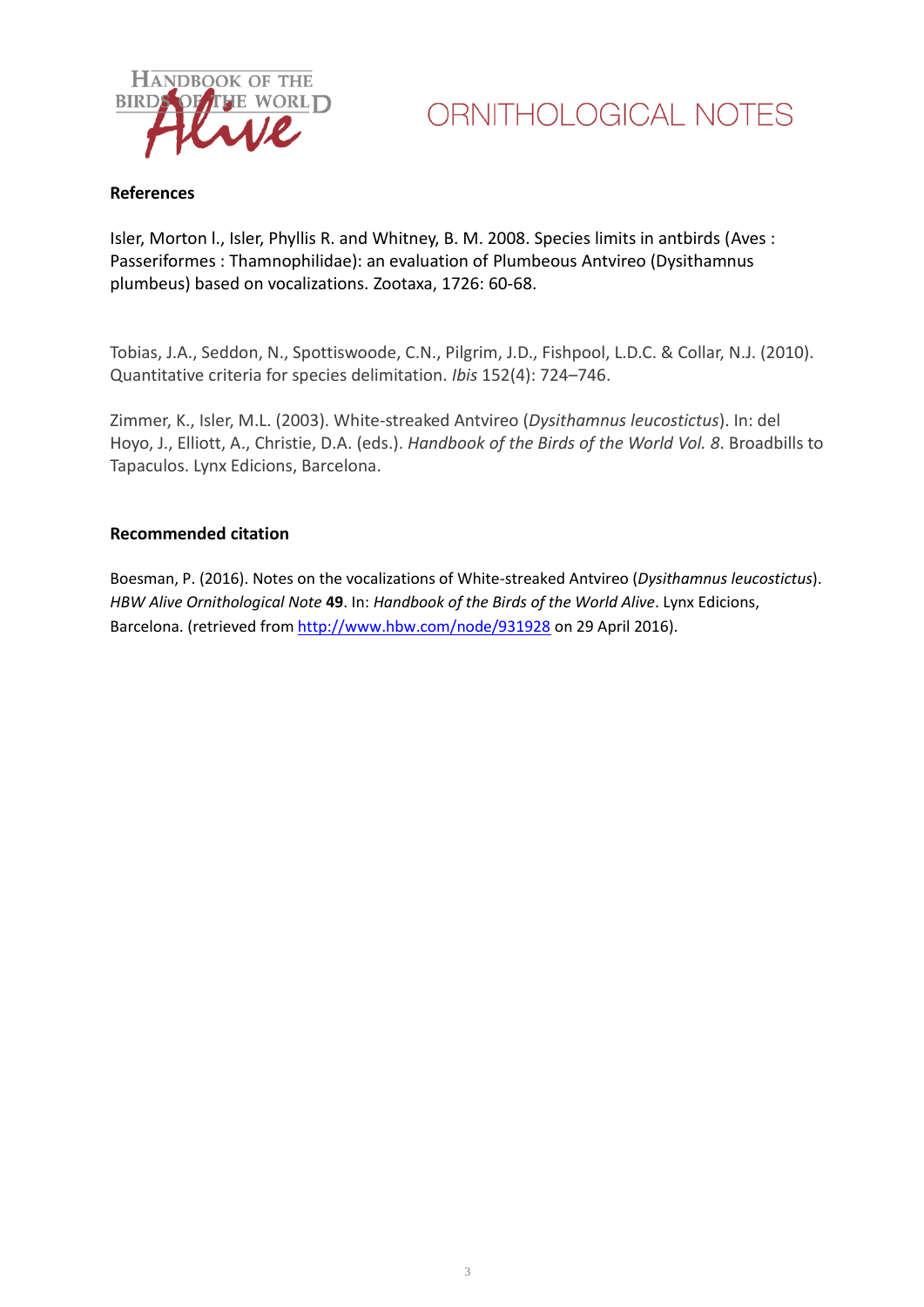## References

Isler, Morton l., Isler, Phyllis R. and Whitney, B. M. 2008. Species limits in antbirds (Aves : Passeriformes : Thamnophilidae): an evaluation of Plumbeous Antvireo (Dysithamnus plumbeus) based on vocalizations. Zootaxa, 1726: 60-68.

Tobias, J.A., Seddon, N., Spottiswoode, C.N., Pilgrim, J.D., Fishpool, L.D.C. & Collar, N.J. (2010). Quantitative criteria for species delimitation. *Ibis* 152(4): 724–746.

Zimmer, K., Isler, M.L. (2003). White-streaked Antvireo (*Dysithamnus leucostictus*). In: del Hoyo, J., Elliott, A., Christie, D.A. (eds.). *Handbook of the Birds of the World Vol. 8*. Broadbills to Tapaculos. Lynx Edicions, Barcelona.

## Recommended citation

Boesman, P. (2016). Notes on the vocalizations of White-streaked Antvireo (*Dysithamnus leucostictus*). *HBW Alive Ornithological Note* **49**. In: *Handbook of the Birds of the World Alive*. Lynx Edicions, Barcelona. (retrieved from http://www.hbw.com/node/931928 on 29 April 2016).